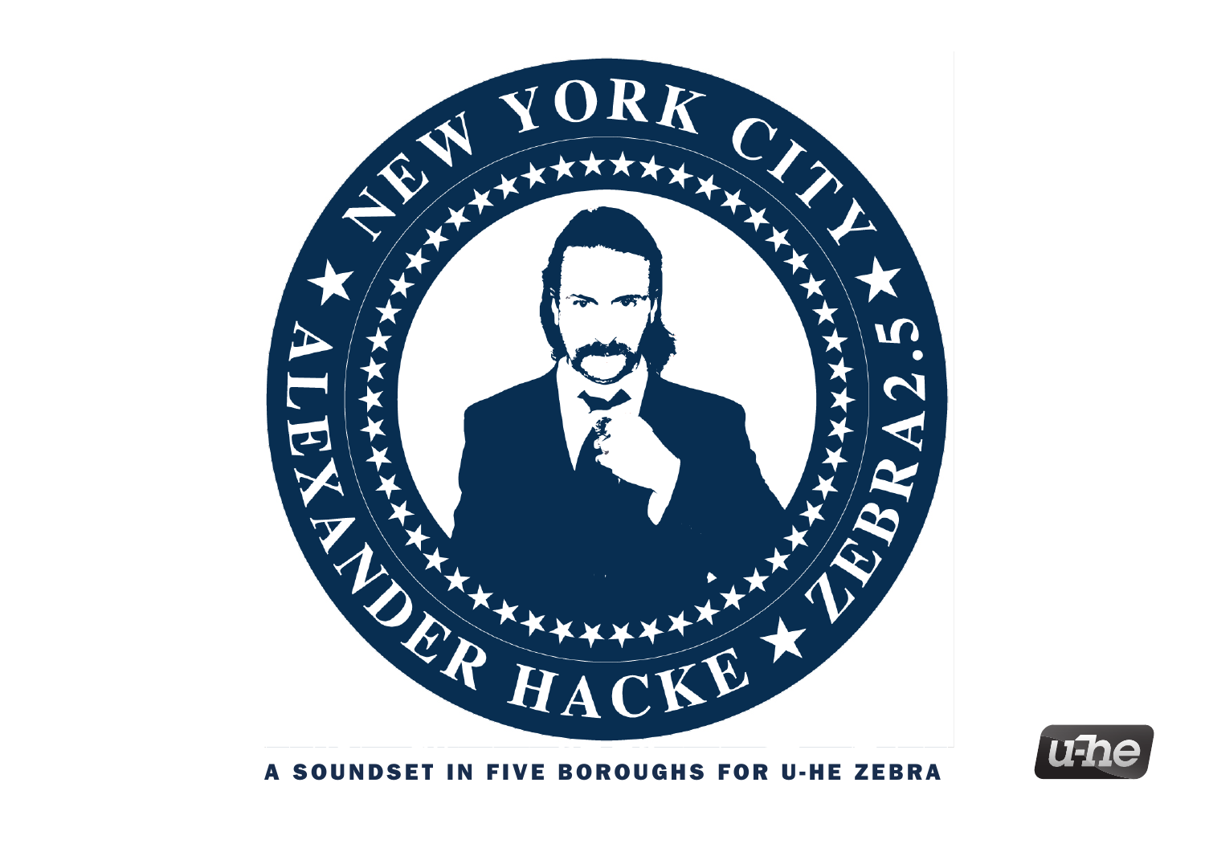# NEW YORK CITY

# ALEXANDER HACKE ★ ZEBRA2.5

A SOUNDSET IN FIVE BOROUGHS FOR U-HE ZEBRA

u-he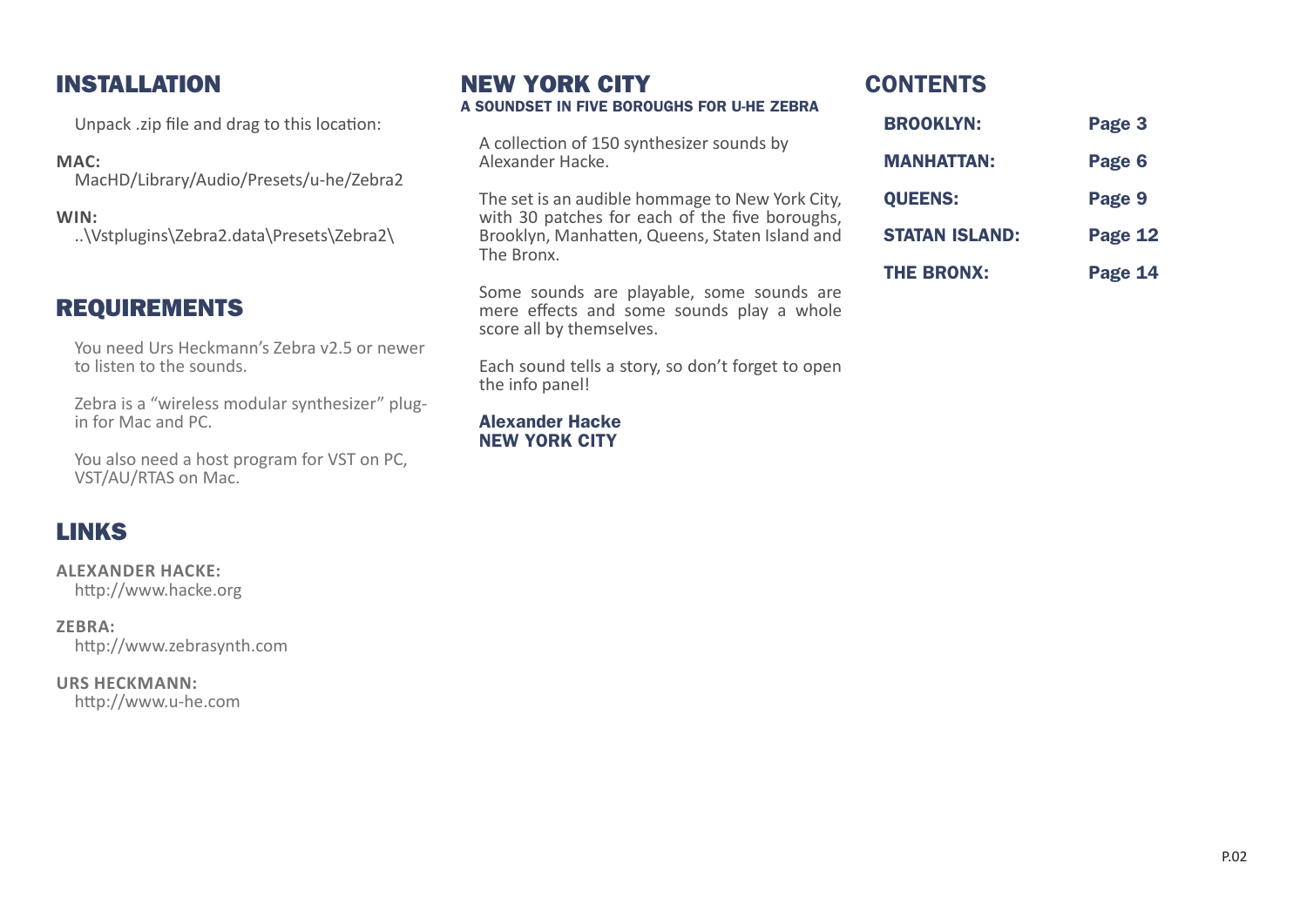## INSTALLATION

Unpack .zip file and drag to this location:

**MAC:**
MacHD/Library/Audio/Presets/u-he/Zebra2

**WIN:**
..\Vstplugins\Zebra2.data\Presets\Zebra2\

## REQUIREMENTS

You need Urs Heckmann's Zebra v2.5 or newer to listen to the sounds.

Zebra is a "wireless modular synthesizer" plug-in for Mac and PC.

You also need a host program for VST on PC, VST/AU/RTAS on Mac.

## LINKS

**ALEXANDER HACKE:**
http://www.hacke.org

**ZEBRA:**
http://www.zebrasynth.com

**URS HECKMANN:**
http://www.u-he.com

## NEW YORK CITY

**A SOUNDSET IN FIVE BOROUGHS FOR U-HE ZEBRA**

A collection of 150 synthesizer sounds by Alexander Hacke.

The set is an audible hommage to New York City, with 30 patches for each of the five boroughs, Brooklyn, Manhatten, Queens, Staten Island and The Bronx.

Some sounds are playable, some sounds are mere effects and some sounds play a whole score all by themselves.

Each sound tells a story, so don't forget to open the info panel!

**Alexander Hacke**
**NEW YORK CITY**

## CONTENTS

| | |
|---|---|
| **BROOKLYN:** | **Page 3** |
| **MANHATTAN:** | **Page 6** |
| **QUEENS:** | **Page 9** |
| **STATAN ISLAND:** | **Page 12** |
| **THE BRONX:** | **Page 14** |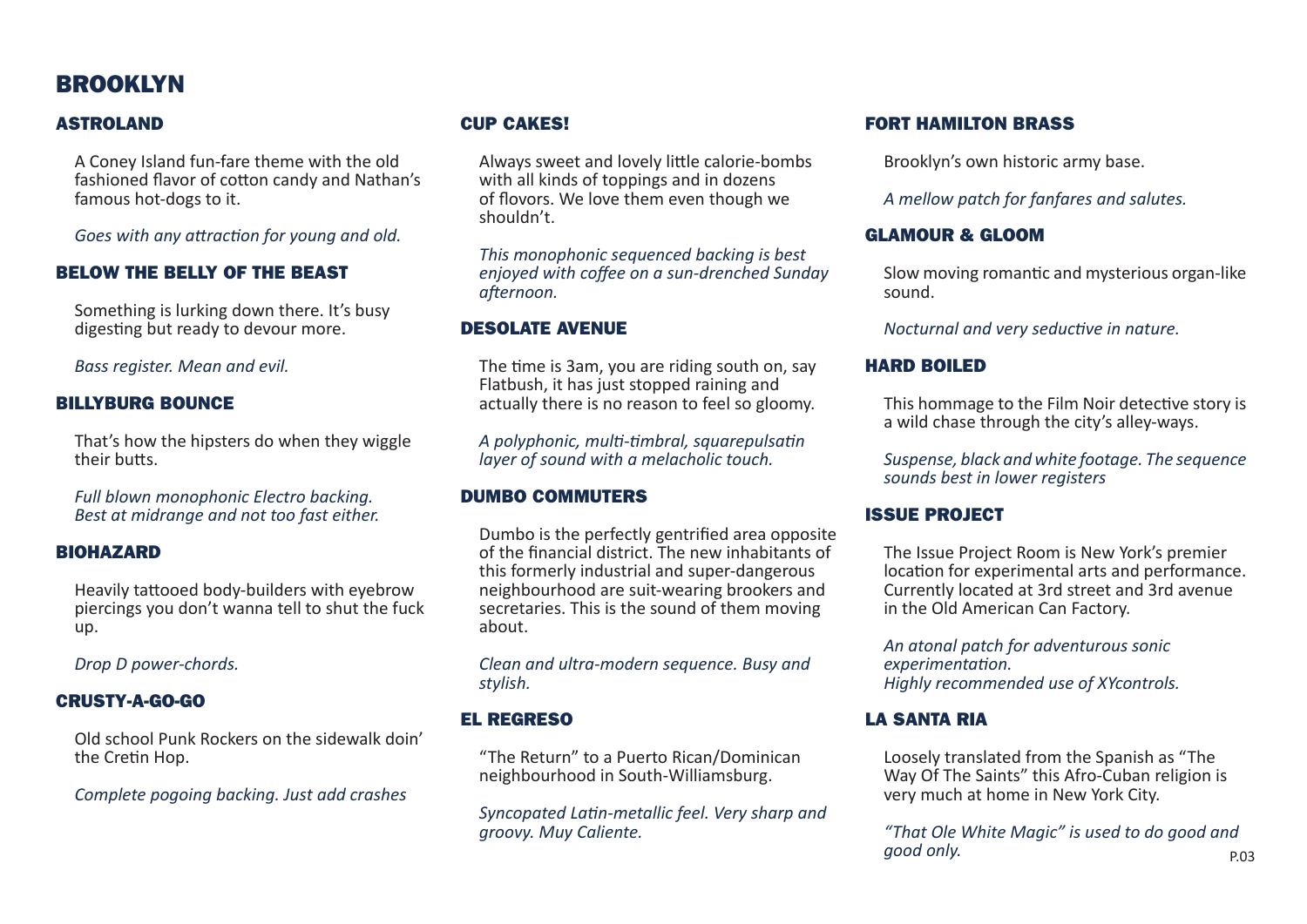# BROOKLYN

## ASTROLAND

A Coney Island fun-fare theme with the old fashioned flavor of cotton candy and Nathan's famous hot-dogs to it.

*Goes with any attraction for young and old.*

## BELOW THE BELLY OF THE BEAST

Something is lurking down there. It's busy digesting but ready to devour more.

*Bass register. Mean and evil.*

## BILLYBURG BOUNCE

That's how the hipsters do when they wiggle their butts.

*Full blown monophonic Electro backing. Best at midrange and not too fast either.*

## BIOHAZARD

Heavily tattooed body-builders with eyebrow piercings you don't wanna tell to shut the fuck up.

*Drop D power-chords.*

## CRUSTY-A-GO-GO

Old school Punk Rockers on the sidewalk doin' the Cretin Hop.

*Complete pogoing backing. Just add crashes*

## CUP CAKES!

Always sweet and lovely little calorie-bombs with all kinds of toppings and in dozens of flovors. We love them even though we shouldn't.

*This monophonic sequenced backing is best enjoyed with coffee on a sun-drenched Sunday afternoon.*

## DESOLATE AVENUE

The time is 3am, you are riding south on, say Flatbush, it has just stopped raining and actually there is no reason to feel so gloomy.

*A polyphonic, multi-timbral, squarepulsatin layer of sound with a melacholic touch.*

## DUMBO COMMUTERS

Dumbo is the perfectly gentrified area opposite of the financial district. The new inhabitants of this formerly industrial and super-dangerous neighbourhood are suit-wearing brookers and secretaries. This is the sound of them moving about.

*Clean and ultra-modern sequence. Busy and stylish.*

## EL REGRESO

"The Return" to a Puerto Rican/Dominican neighbourhood in South-Williamsburg.

*Syncopated Latin-metallic feel. Very sharp and groovy. Muy Caliente.*

## FORT HAMILTON BRASS

Brooklyn's own historic army base.

*A mellow patch for fanfares and salutes.*

## GLAMOUR & GLOOM

Slow moving romantic and mysterious organ-like sound.

*Nocturnal and very seductive in nature.*

## HARD BOILED

This hommage to the Film Noir detective story is a wild chase through the city's alley-ways.

*Suspense, black and white footage. The sequence sounds best in lower registers*

## ISSUE PROJECT

The Issue Project Room is New York's premier location for experimental arts and performance. Currently located at 3rd street and 3rd avenue in the Old American Can Factory.

*An atonal patch for adventurous sonic experimentation.*
*Highly recommended use of XYcontrols.*

## LA SANTA RIA

Loosely translated from the Spanish as "The Way Of The Saints" this Afro-Cuban religion is very much at home in New York City.

*"That Ole White Magic" is used to do good and good only.*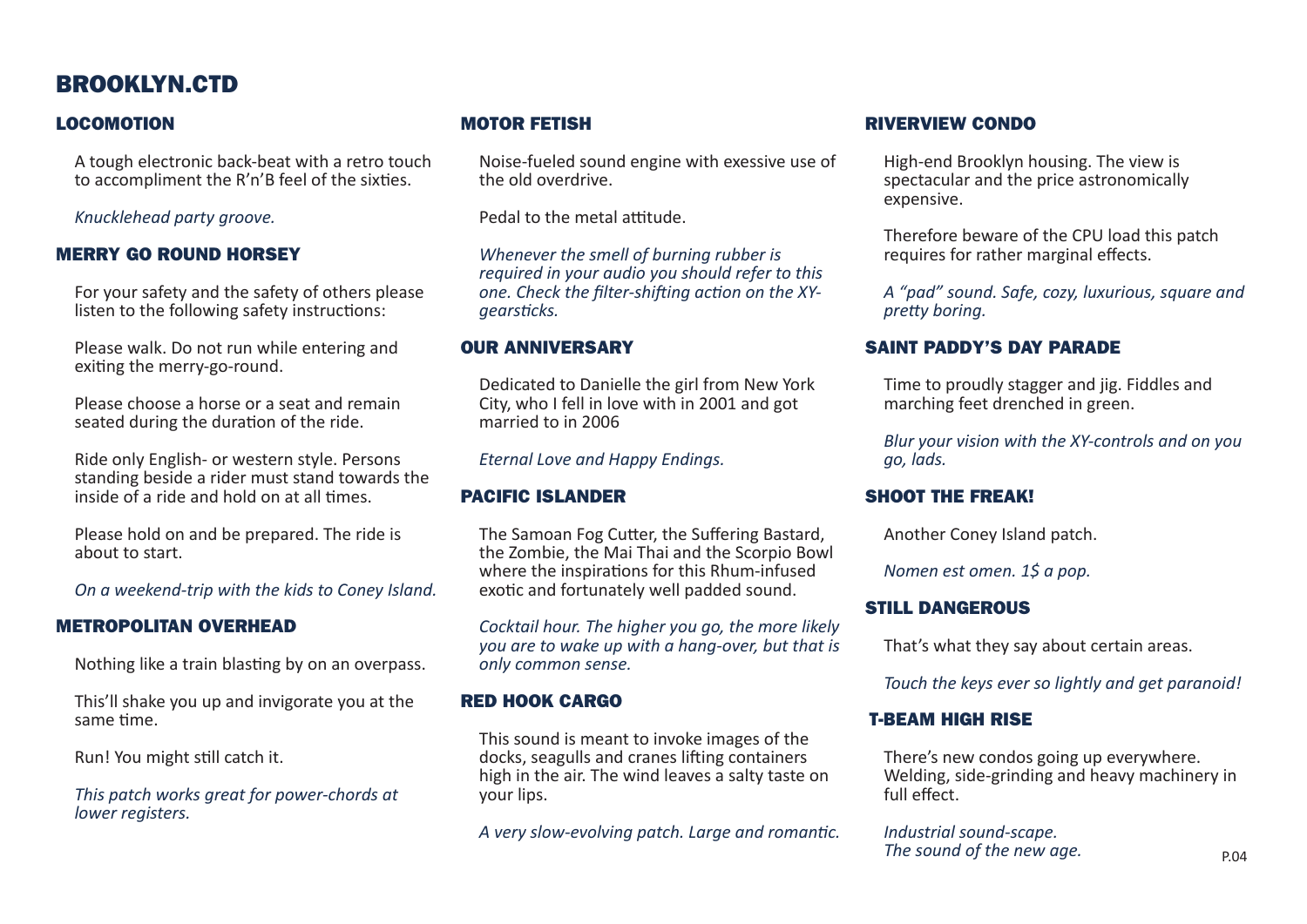# BROOKLYN.CTD

## LOCOMOTION

A tough electronic back-beat with a retro touch to accompliment the R'n'B feel of the sixties.

*Knucklehead party groove.*

## MERRY GO ROUND HORSEY

For your safety and the safety of others please listen to the following safety instructions:

Please walk. Do not run while entering and exiting the merry-go-round.

Please choose a horse or a seat and remain seated during the duration of the ride.

Ride only English- or western style. Persons standing beside a rider must stand towards the inside of a ride and hold on at all times.

Please hold on and be prepared. The ride is about to start.

*On a weekend-trip with the kids to Coney Island.*

## METROPOLITAN OVERHEAD

Nothing like a train blasting by on an overpass.

This'll shake you up and invigorate you at the same time.

Run! You might still catch it.

*This patch works great for power-chords at lower registers.*

## MOTOR FETISH

Noise-fueled sound engine with exessive use of the old overdrive.

Pedal to the metal attitude.

*Whenever the smell of burning rubber is required in your audio you should refer to this one. Check the filter-shifting action on the XY-gearsticks.*

## OUR ANNIVERSARY

Dedicated to Danielle the girl from New York City, who I fell in love with in 2001 and got married to in 2006

*Eternal Love and Happy Endings.*

## PACIFIC ISLANDER

The Samoan Fog Cutter, the Suffering Bastard, the Zombie, the Mai Thai and the Scorpio Bowl where the inspirations for this Rhum-infused exotic and fortunately well padded sound.

*Cocktail hour. The higher you go, the more likely you are to wake up with a hang-over, but that is only common sense.*

## RED HOOK CARGO

This sound is meant to invoke images of the docks, seagulls and cranes lifting containers high in the air. The wind leaves a salty taste on your lips.

*A very slow-evolving patch. Large and romantic.*

## RIVERVIEW CONDO

High-end Brooklyn housing. The view is spectacular and the price astronomically expensive.

Therefore beware of the CPU load this patch requires for rather marginal effects.

*A "pad" sound. Safe, cozy, luxurious, square and pretty boring.*

## SAINT PADDY'S DAY PARADE

Time to proudly stagger and jig. Fiddles and marching feet drenched in green.

*Blur your vision with the XY-controls and on you go, lads.*

## SHOOT THE FREAK!

Another Coney Island patch.

*Nomen est omen. 1$ a pop.*

## STILL DANGEROUS

That's what they say about certain areas.

*Touch the keys ever so lightly and get paranoid!*

## T-BEAM HIGH RISE

There's new condos going up everywhere. Welding, side-grinding and heavy machinery in full effect.

*Industrial sound-scape.*
*The sound of the new age.*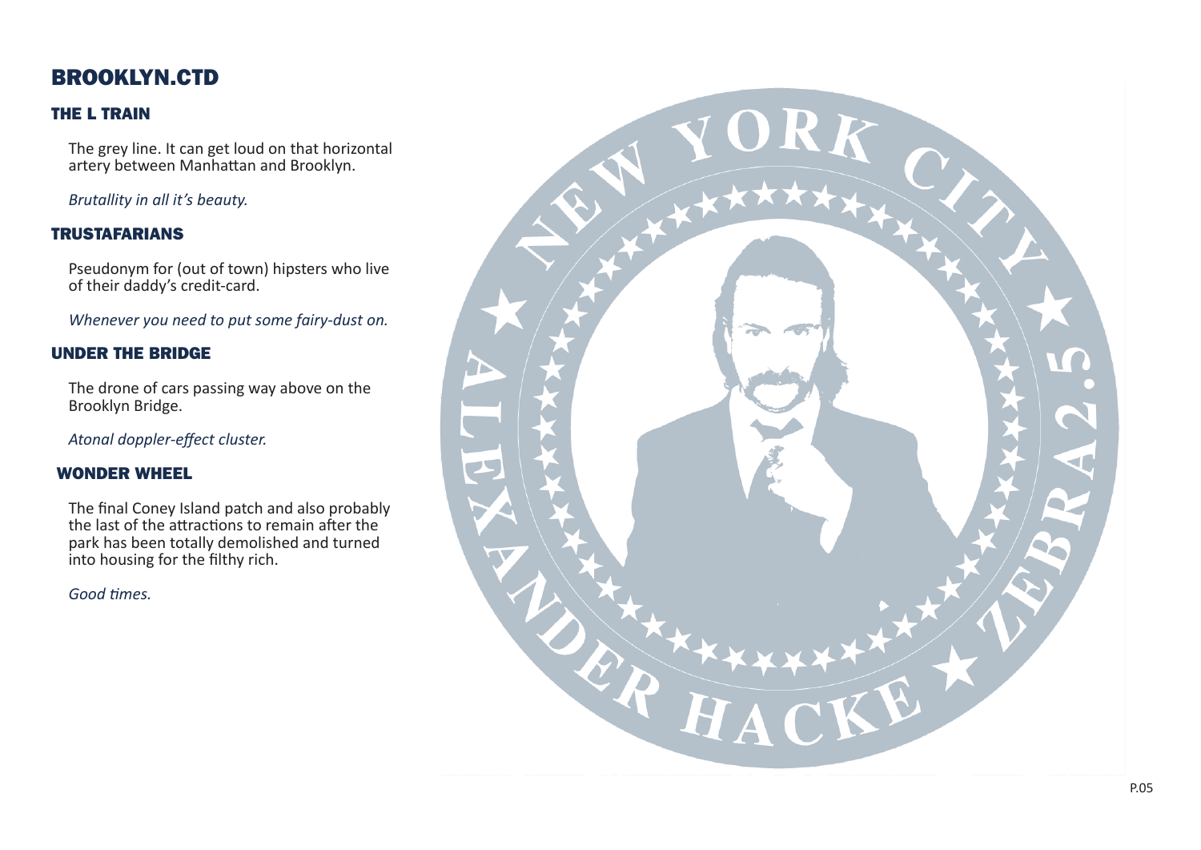# BROOKLYN.CTD

## THE L TRAIN

The grey line. It can get loud on that horizontal artery between Manhattan and Brooklyn.

*Brutallity in all it's beauty.*

## TRUSTAFARIANS

Pseudonym for (out of town) hipsters who live of their daddy's credit-card.

*Whenever you need to put some fairy-dust on.*

## UNDER THE BRIDGE

The drone of cars passing way above on the Brooklyn Bridge.

*Atonal doppler-effect cluster.*

## WONDER WHEEL

The final Coney Island patch and also probably the last of the attractions to remain after the park has been totally demolished and turned into housing for the filthy rich.

*Good times.*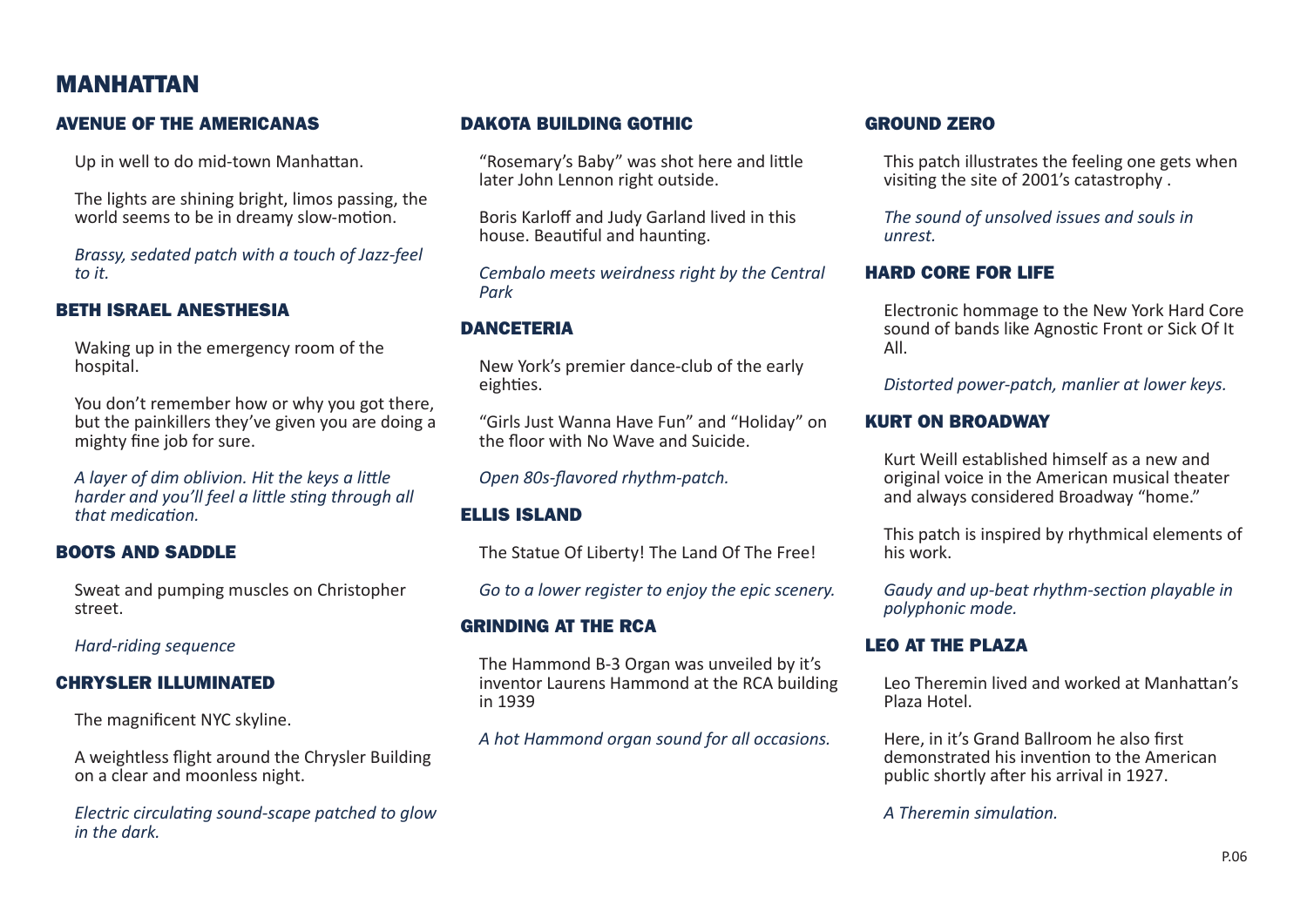# MANHATTAN

## AVENUE OF THE AMERICANAS

Up in well to do mid-town Manhattan.

The lights are shining bright, limos passing, the world seems to be in dreamy slow-motion.

*Brassy, sedated patch with a touch of Jazz-feel to it.*

## BETH ISRAEL ANESTHESIA

Waking up in the emergency room of the hospital.

You don't remember how or why you got there, but the painkillers they've given you are doing a mighty fine job for sure.

*A layer of dim oblivion. Hit the keys a little harder and you'll feel a little sting through all that medication.*

## BOOTS AND SADDLE

Sweat and pumping muscles on Christopher street.

*Hard-riding sequence*

## CHRYSLER ILLUMINATED

The magnificent NYC skyline.

A weightless flight around the Chrysler Building on a clear and moonless night.

*Electric circulating sound-scape patched to glow in the dark.*

## DAKOTA BUILDING GOTHIC

"Rosemary's Baby" was shot here and little later John Lennon right outside.

Boris Karloff and Judy Garland lived in this house. Beautiful and haunting.

*Cembalo meets weirdness right by the Central Park*

## DANCETERIA

New York's premier dance-club of the early eighties.

"Girls Just Wanna Have Fun" and "Holiday" on the floor with No Wave and Suicide.

*Open 80s-flavored rhythm-patch.*

## ELLIS ISLAND

The Statue Of Liberty! The Land Of The Free!

*Go to a lower register to enjoy the epic scenery.*

## GRINDING AT THE RCA

The Hammond B-3 Organ was unveiled by it's inventor Laurens Hammond at the RCA building in 1939

*A hot Hammond organ sound for all occasions.*

## GROUND ZERO

This patch illustrates the feeling one gets when visiting the site of 2001's catastrophy .

*The sound of unsolved issues and souls in unrest.*

## HARD CORE FOR LIFE

Electronic hommage to the New York Hard Core sound of bands like Agnostic Front or Sick Of It All.

*Distorted power-patch, manlier at lower keys.*

## KURT ON BROADWAY

Kurt Weill established himself as a new and original voice in the American musical theater and always considered Broadway "home."

This patch is inspired by rhythmical elements of his work.

*Gaudy and up-beat rhythm-section playable in polyphonic mode.*

## LEO AT THE PLAZA

Leo Theremin lived and worked at Manhattan's Plaza Hotel.

Here, in it's Grand Ballroom he also first demonstrated his invention to the American public shortly after his arrival in 1927.

*A Theremin simulation.*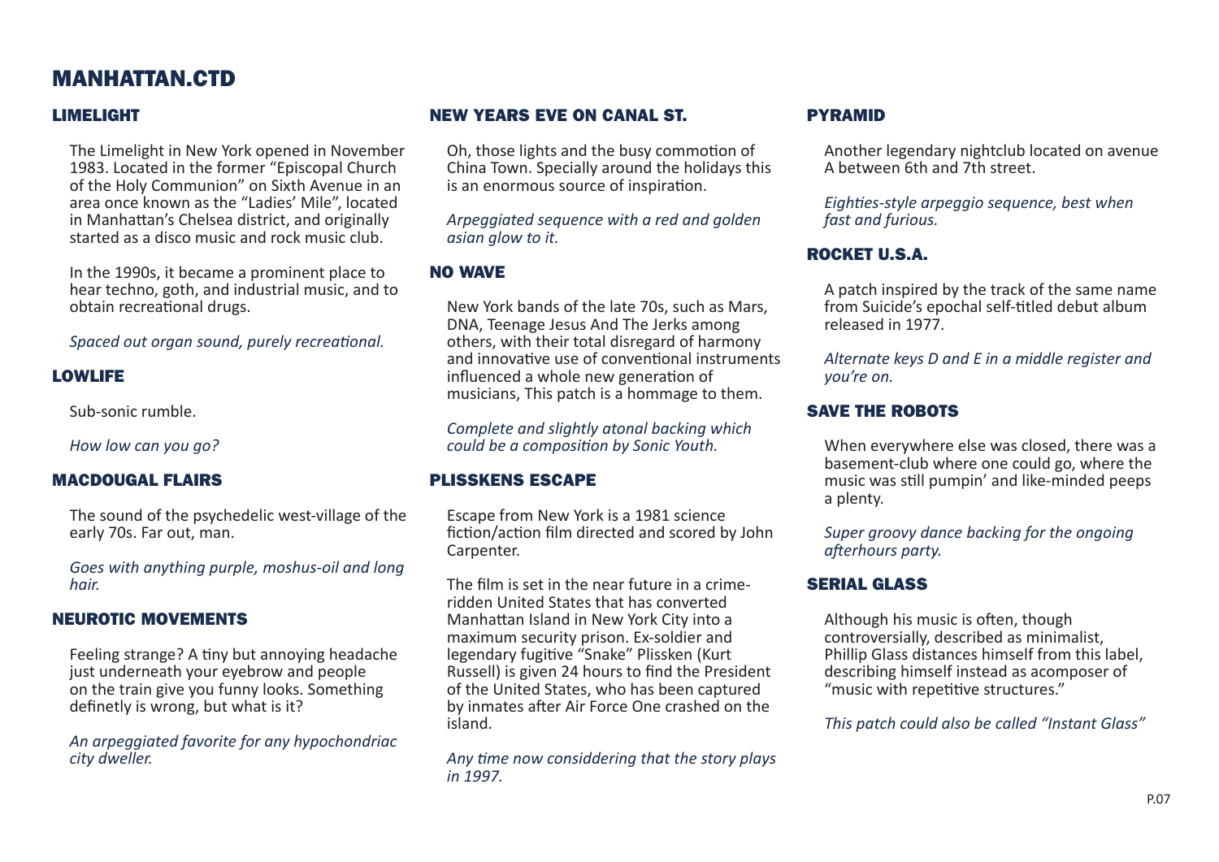# MANHATTAN.CTD

## LIMELIGHT

The Limelight in New York opened in November 1983. Located in the former "Episcopal Church of the Holy Communion" on Sixth Avenue in an area once known as the "Ladies' Mile", located in Manhattan's Chelsea district, and originally started as a disco music and rock music club.

In the 1990s, it became a prominent place to hear techno, goth, and industrial music, and to obtain recreational drugs.

*Spaced out organ sound, purely recreational.*

## LOWLIFE

Sub-sonic rumble.

*How low can you go?*

## MACDOUGAL FLAIRS

The sound of the psychedelic west-village of the early 70s. Far out, man.

*Goes with anything purple, moshus-oil and long hair.*

## NEUROTIC MOVEMENTS

Feeling strange? A tiny but annoying headache just underneath your eyebrow and people on the train give you funny looks. Something definetly is wrong, but what is it?

*An arpeggiated favorite for any hypochondriac city dweller.*

## NEW YEARS EVE ON CANAL ST.

Oh, those lights and the busy commotion of China Town. Specially around the holidays this is an enormous source of inspiration.

*Arpeggiated sequence with a red and golden asian glow to it.*

## NO WAVE

New York bands of the late 70s, such as Mars, DNA, Teenage Jesus And The Jerks among others, with their total disregard of harmony and innovative use of conventional instruments influenced a whole new generation of musicians, This patch is a hommage to them.

*Complete and slightly atonal backing which could be a composition by Sonic Youth.*

## PLISSKENS ESCAPE

Escape from New York is a 1981 science fiction/action film directed and scored by John Carpenter.

The film is set in the near future in a crime-ridden United States that has converted Manhattan Island in New York City into a maximum security prison. Ex-soldier and legendary fugitive "Snake" Plissken (Kurt Russell) is given 24 hours to find the President of the United States, who has been captured by inmates after Air Force One crashed on the island.

*Any time now considdering that the story plays in 1997.*

## PYRAMID

Another legendary nightclub located on avenue A between 6th and 7th street.

*Eighties-style arpeggio sequence, best when fast and furious.*

## ROCKET U.S.A.

A patch inspired by the track of the same name from Suicide's epochal self-titled debut album released in 1977.

*Alternate keys D and E in a middle register and you're on.*

## SAVE THE ROBOTS

When everywhere else was closed, there was a basement-club where one could go, where the music was still pumpin' and like-minded peeps a plenty.

*Super groovy dance backing for the ongoing afterhours party.*

## SERIAL GLASS

Although his music is often, though controversially, described as minimalist, Phillip Glass distances himself from this label, describing himself instead as acomposer of "music with repetitive structures."

*This patch could also be called "Instant Glass"*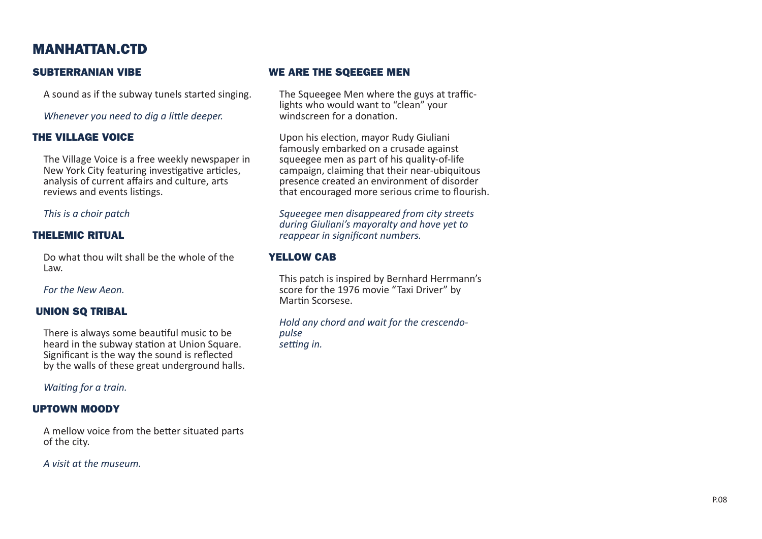# MANHATTAN.CTD

## SUBTERRANIAN VIBE

A sound as if the subway tunels started singing.

*Whenever you need to dig a little deeper.*

## THE VILLAGE VOICE

The Village Voice is a free weekly newspaper in New York City featuring investigative articles, analysis of current affairs and culture, arts reviews and events listings.

*This is a choir patch*

## THELEMIC RITUAL

Do what thou wilt shall be the whole of the Law.

*For the New Aeon.*

## UNION SQ TRIBAL

There is always some beautiful music to be heard in the subway station at Union Square. Significant is the way the sound is reflected by the walls of these great underground halls.

*Waiting for a train.*

## UPTOWN MOODY

A mellow voice from the better situated parts of the city.

*A visit at the museum.*

## WE ARE THE SQEEGEE MEN

The Squeegee Men where the guys at traffic-lights who would want to "clean" your windscreen for a donation.

Upon his election, mayor Rudy Giuliani famously embarked on a crusade against squeegee men as part of his quality-of-life campaign, claiming that their near-ubiquitous presence created an environment of disorder that encouraged more serious crime to flourish.

*Squeegee men disappeared from city streets during Giuliani's mayoralty and have yet to reappear in significant numbers.*

## YELLOW CAB

This patch is inspired by Bernhard Herrmann's score for the 1976 movie "Taxi Driver" by Martin Scorsese.

*Hold any chord and wait for the crescendo-pulse setting in.*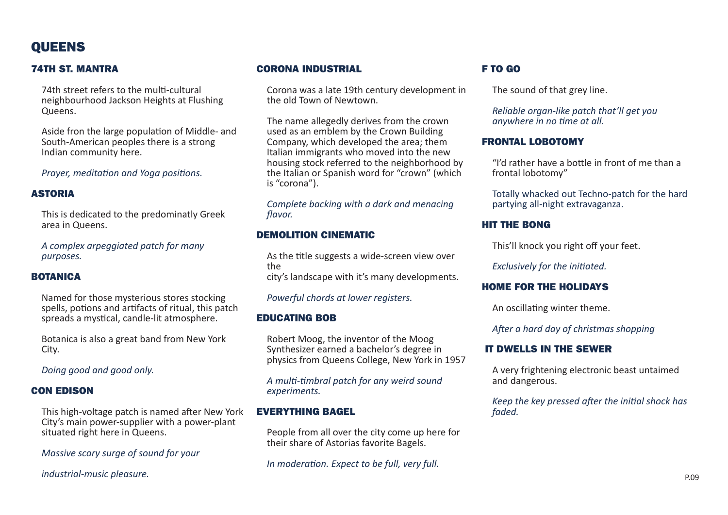# QUEENS

### 74TH ST. MANTRA

74th street refers to the multi-cultural neighbourhood Jackson Heights at Flushing Queens.

Aside fron the large population of Middle- and South-American peoples there is a strong Indian community here.

*Prayer, meditation and Yoga positions.*

### ASTORIA

This is dedicated to the predominatly Greek area in Queens.

*A complex arpeggiated patch for many purposes.*

### BOTANICA

Named for those mysterious stores stocking spells, potions and artifacts of ritual, this patch spreads a mystical, candle-lit atmosphere.

Botanica is also a great band from New York City.

*Doing good and good only.*

### CON EDISON

This high-voltage patch is named after New York City's main power-supplier with a power-plant situated right here in Queens.

*Massive scary surge of sound for your*

*industrial-music pleasure.*

### CORONA INDUSTRIAL

Corona was a late 19th century development in the old Town of Newtown.

The name allegedly derives from the crown used as an emblem by the Crown Building Company, which developed the area; them Italian immigrants who moved into the new housing stock referred to the neighborhood by the Italian or Spanish word for "crown" (which is "corona").

*Complete backing with a dark and menacing flavor.*

### DEMOLITION CINEMATIC

As the title suggests a wide-screen view over the
city's landscape with it's many developments.

*Powerful chords at lower registers.*

### EDUCATING BOB

Robert Moog, the inventor of the Moog Synthesizer earned a bachelor's degree in physics from Queens College, New York in 1957

*A multi-timbral patch for any weird sound experiments.*

### EVERYTHING BAGEL

People from all over the city come up here for their share of Astorias favorite Bagels.

*In moderation. Expect to be full, very full.*

### F TO GO

The sound of that grey line.

*Reliable organ-like patch that'll get you anywhere in no time at all.*

### FRONTAL LOBOTOMY

"I'd rather have a bottle in front of me than a frontal lobotomy"

Totally whacked out Techno-patch for the hard partying all-night extravaganza.

### HIT THE BONG

This'll knock you right off your feet.

*Exclusively for the initiated.*

### HOME FOR THE HOLIDAYS

An oscillating winter theme.

*After a hard day of christmas shopping*

### IT DWELLS IN THE SEWER

A very frightening electronic beast untaimed and dangerous.

*Keep the key pressed after the initial shock has faded.*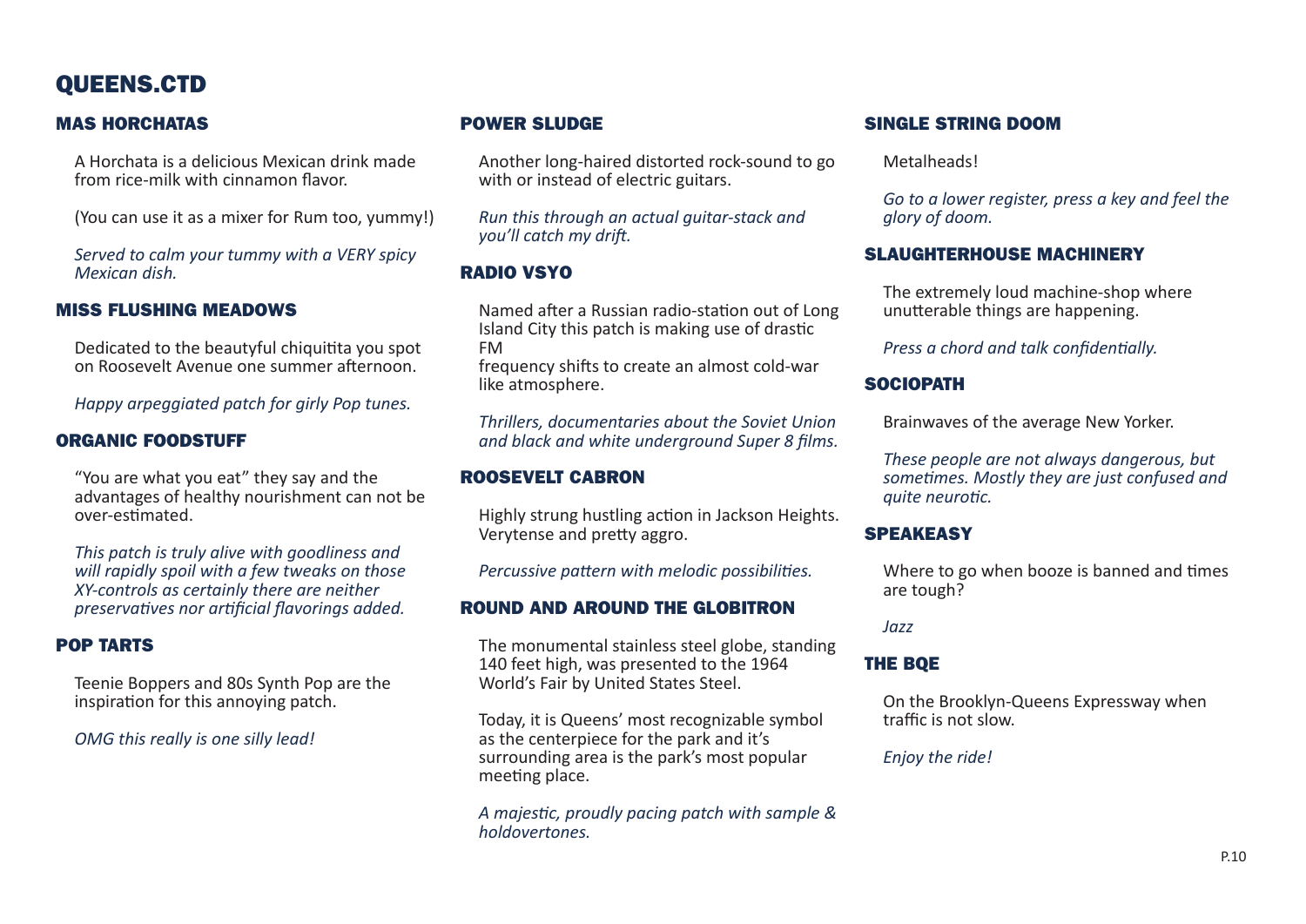# QUEENS.CTD

## MAS HORCHATAS

A Horchata is a delicious Mexican drink made from rice-milk with cinnamon flavor.

(You can use it as a mixer for Rum too, yummy!)

*Served to calm your tummy with a VERY spicy Mexican dish.*

## MISS FLUSHING MEADOWS

Dedicated to the beautyful chiquitita you spot on Roosevelt Avenue one summer afternoon.

*Happy arpeggiated patch for girly Pop tunes.*

## ORGANIC FOODSTUFF

“You are what you eat” they say and the advantages of healthy nourishment can not be over-estimated.

*This patch is truly alive with goodliness and will rapidly spoil with a few tweaks on those XY-controls as certainly there are neither preservatives nor artificial flavorings added.*

## POP TARTS

Teenie Boppers and 80s Synth Pop are the inspiration for this annoying patch.

*OMG this really is one silly lead!*

## POWER SLUDGE

Another long-haired distorted rock-sound to go with or instead of electric guitars.

*Run this through an actual guitar-stack and you’ll catch my drift.*

## RADIO VSYO

Named after a Russian radio-station out of Long Island City this patch is making use of drastic FM
frequency shifts to create an almost cold-war like atmosphere.

*Thrillers, documentaries about the Soviet Union and black and white underground Super 8 films.*

## ROOSEVELT CABRON

Highly strung hustling action in Jackson Heights. Verytense and pretty aggro.

*Percussive pattern with melodic possibilities.*

## ROUND AND AROUND THE GLOBITRON

The monumental stainless steel globe, standing 140 feet high, was presented to the 1964 World’s Fair by United States Steel.

Today, it is Queens’ most recognizable symbol as the centerpiece for the park and it’s surrounding area is the park’s most popular meeting place.

*A majestic, proudly pacing patch with sample & holdovertones.*

## SINGLE STRING DOOM

Metalheads!

*Go to a lower register, press a key and feel the glory of doom.*

## SLAUGHTERHOUSE MACHINERY

The extremely loud machine-shop where unutterable things are happening.

*Press a chord and talk confidentially.*

## SOCIOPATH

Brainwaves of the average New Yorker.

*These people are not always dangerous, but sometimes. Mostly they are just confused and quite neurotic.*

## SPEAKEASY

Where to go when booze is banned and times are tough?

*Jazz*

## THE BQE

On the Brooklyn-Queens Expressway when traffic is not slow.

*Enjoy the ride!*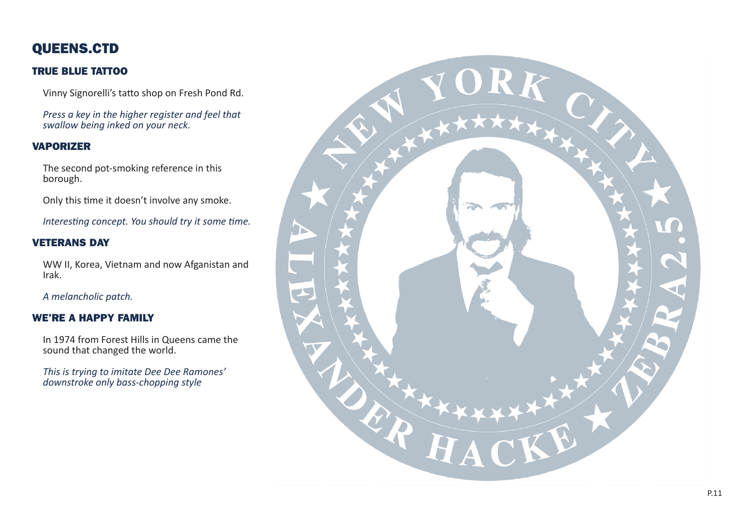# QUEENS.CTD

## TRUE BLUE TATTOO

Vinny Signorelli's tatto shop on Fresh Pond Rd.

*Press a key in the higher register and feel that swallow being inked on your neck.*

## VAPORIZER

The second pot-smoking reference in this borough.

Only this time it doesn't involve any smoke.

*Interesting concept. You should try it some time.*

## VETERANS DAY

WW II, Korea, Vietnam and now Afganistan and Irak.

*A melancholic patch.*

## WE'RE A HAPPY FAMILY

In 1974 from Forest Hills in Queens came the sound that changed the world.

*This is trying to imitate Dee Dee Ramones' downstroke only bass-chopping style*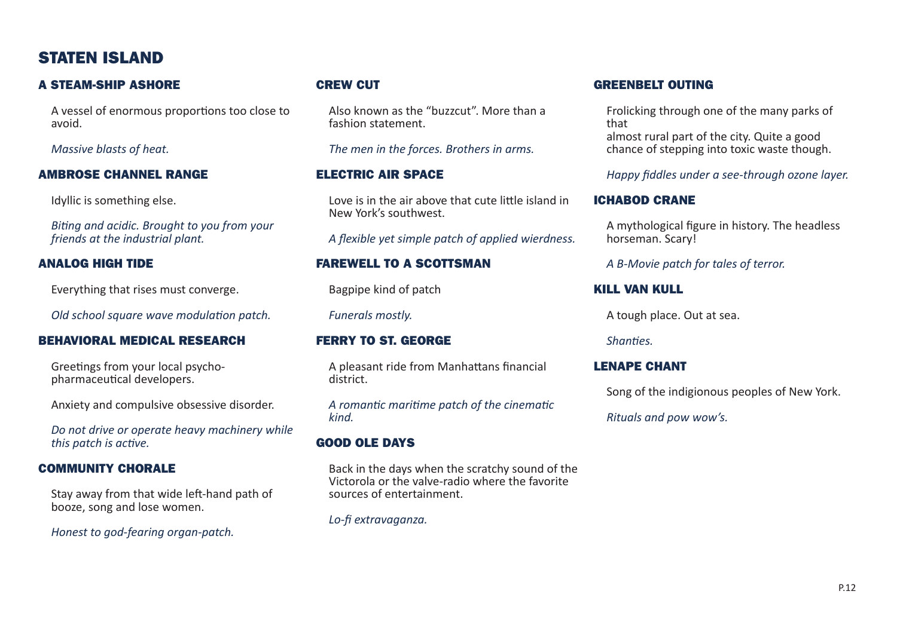# STATEN ISLAND

## A STEAM-SHIP ASHORE

A vessel of enormous proportions too close to avoid.

*Massive blasts of heat.*

## AMBROSE CHANNEL RANGE

Idyllic is something else.

*Biting and acidic. Brought to you from your friends at the industrial plant.*

## ANALOG HIGH TIDE

Everything that rises must converge.

*Old school square wave modulation patch.*

## BEHAVIORAL MEDICAL RESEARCH

Greetings from your local psycho-pharmaceutical developers.

Anxiety and compulsive obsessive disorder.

*Do not drive or operate heavy machinery while this patch is active.*

## COMMUNITY CHORALE

Stay away from that wide left-hand path of booze, song and lose women.

*Honest to god-fearing organ-patch.*

## CREW CUT

Also known as the “buzzcut”. More than a fashion statement.

*The men in the forces. Brothers in arms.*

## ELECTRIC AIR SPACE

Love is in the air above that cute little island in New York’s southwest.

*A flexible yet simple patch of applied wierdness.*

## FAREWELL TO A SCOTTSMAN

Bagpipe kind of patch

*Funerals mostly.*

## FERRY TO ST. GEORGE

A pleasant ride from Manhattans financial district.

*A romantic maritime patch of the cinematic kind.*

## GOOD OLE DAYS

Back in the days when the scratchy sound of the Victorola or the valve-radio where the favorite sources of entertainment.

*Lo-fi extravaganza.*

## GREENBELT OUTING

Frolicking through one of the many parks of that
almost rural part of the city. Quite a good chance of stepping into toxic waste though.

*Happy fiddles under a see-through ozone layer.*

## ICHABOD CRANE

A mythological figure in history. The headless horseman. Scary!

*A B-Movie patch for tales of terror.*

## KILL VAN KULL

A tough place. Out at sea.

*Shanties.*

## LENAPE CHANT

Song of the indigionous peoples of New York.

*Rituals and pow wow’s.*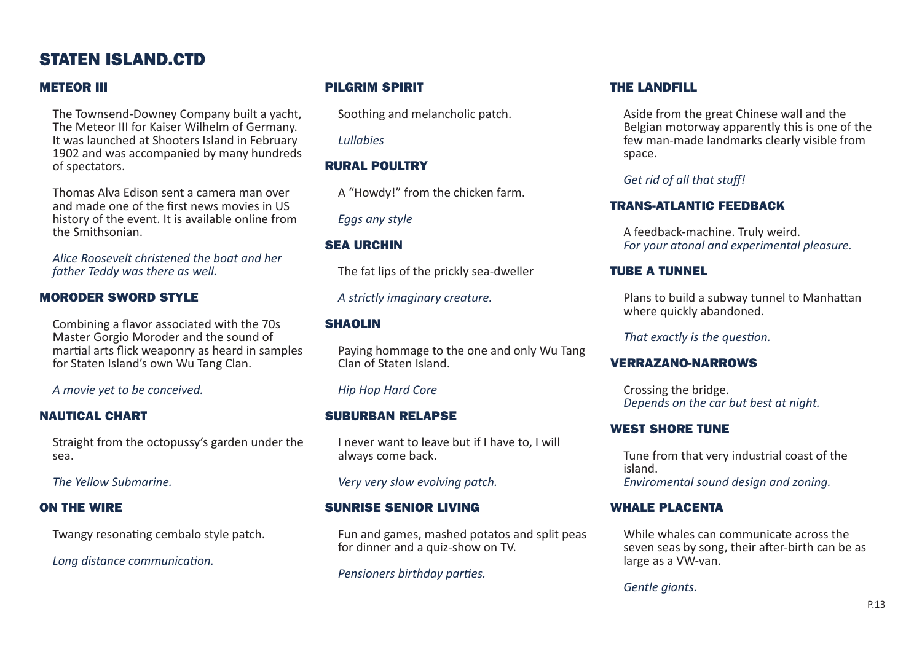# STATEN ISLAND.CTD

## METEOR III

The Townsend-Downey Company built a yacht, The Meteor III for Kaiser Wilhelm of Germany. It was launched at Shooters Island in February 1902 and was accompanied by many hundreds of spectators.

Thomas Alva Edison sent a camera man over and made one of the first news movies in US history of the event. It is available online from the Smithsonian.

*Alice Roosevelt christened the boat and her father Teddy was there as well.*

## MORODER SWORD STYLE

Combining a flavor associated with the 70s Master Gorgio Moroder and the sound of martial arts flick weaponry as heard in samples for Staten Island's own Wu Tang Clan.

*A movie yet to be conceived.*

## NAUTICAL CHART

Straight from the octopussy's garden under the sea.

*The Yellow Submarine.*

## ON THE WIRE

Twangy resonating cembalo style patch.

*Long distance communication.*

## PILGRIM SPIRIT

Soothing and melancholic patch.

*Lullabies*

## RURAL POULTRY

A "Howdy!" from the chicken farm.

*Eggs any style*

## SEA URCHIN

The fat lips of the prickly sea-dweller

*A strictly imaginary creature.*

## SHAOLIN

Paying hommage to the one and only Wu Tang Clan of Staten Island.

*Hip Hop Hard Core*

## SUBURBAN RELAPSE

I never want to leave but if I have to, I will always come back.

*Very very slow evolving patch.*

## SUNRISE SENIOR LIVING

Fun and games, mashed potatos and split peas for dinner and a quiz-show on TV.

*Pensioners birthday parties.*

## THE LANDFILL

Aside from the great Chinese wall and the Belgian motorway apparently this is one of the few man-made landmarks clearly visible from space.

*Get rid of all that stuff!*

## TRANS-ATLANTIC FEEDBACK

A feedback-machine. Truly weird.
*For your atonal and experimental pleasure.*

## TUBE A TUNNEL

Plans to build a subway tunnel to Manhattan where quickly abandoned.

*That exactly is the question.*

## VERRAZANO-NARROWS

Crossing the bridge.
*Depends on the car but best at night.*

## WEST SHORE TUNE

Tune from that very industrial coast of the island.
*Enviromental sound design and zoning.*

## WHALE PLACENTA

While whales can communicate across the seven seas by song, their after-birth can be as large as a VW-van.

*Gentle giants.*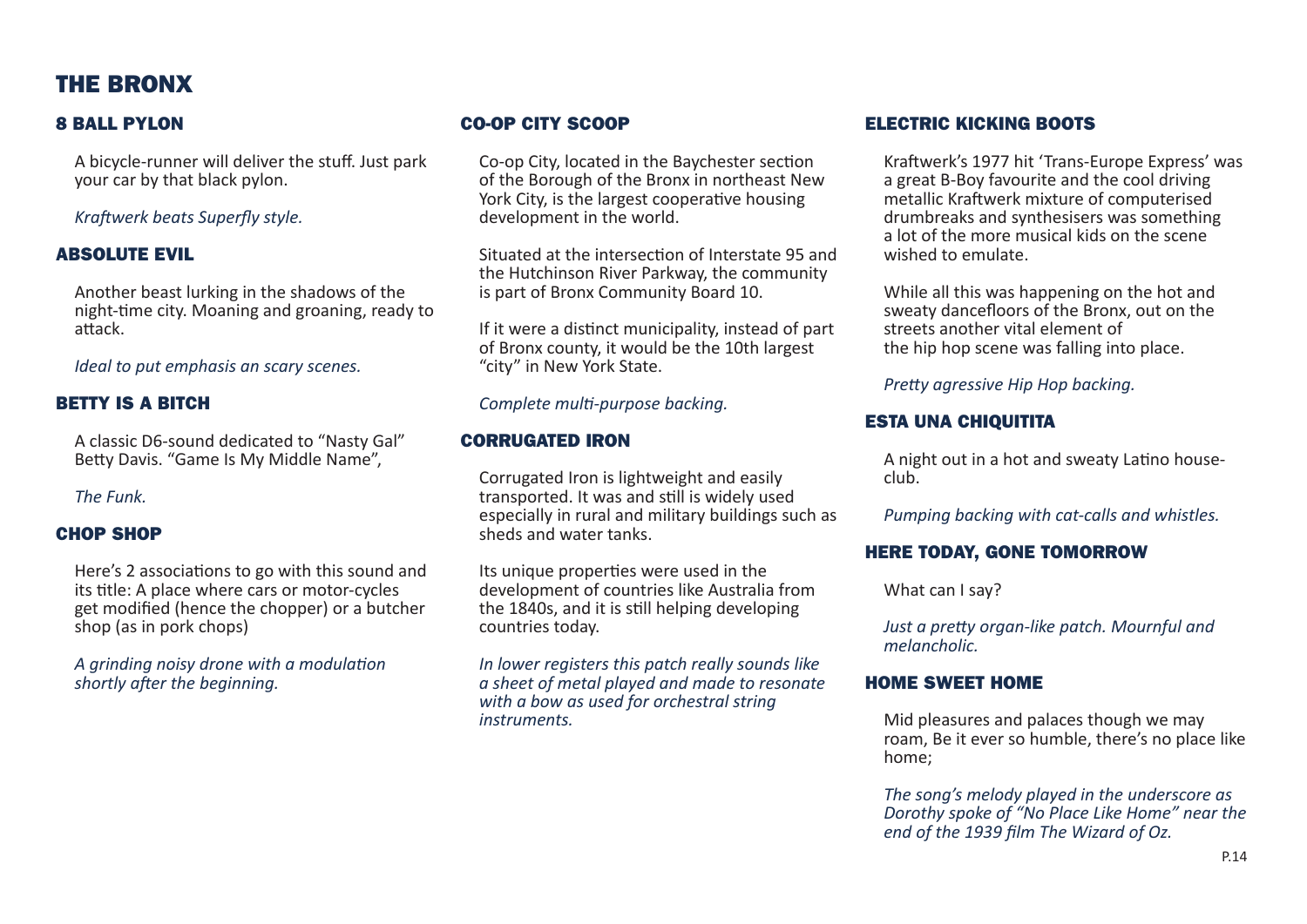# THE BRONX

## 8 BALL PYLON

A bicycle-runner will deliver the stuff. Just park your car by that black pylon.

*Kraftwerk beats Superfly style.*

## ABSOLUTE EVIL

Another beast lurking in the shadows of the night-time city. Moaning and groaning, ready to attack.

*Ideal to put emphasis an scary scenes.*

## BETTY IS A BITCH

A classic D6-sound dedicated to "Nasty Gal" Betty Davis. "Game Is My Middle Name",

*The Funk.*

## CHOP SHOP

Here's 2 associations to go with this sound and its title: A place where cars or motor-cycles get modified (hence the chopper) or a butcher shop (as in pork chops)

*A grinding noisy drone with a modulation shortly after the beginning.*

## CO-OP CITY SCOOP

Co-op City, located in the Baychester section of the Borough of the Bronx in northeast New York City, is the largest cooperative housing development in the world.

Situated at the intersection of Interstate 95 and the Hutchinson River Parkway, the community is part of Bronx Community Board 10.

If it were a distinct municipality, instead of part of Bronx county, it would be the 10th largest "city" in New York State.

*Complete multi-purpose backing.*

## CORRUGATED IRON

Corrugated Iron is lightweight and easily transported. It was and still is widely used especially in rural and military buildings such as sheds and water tanks.

Its unique properties were used in the development of countries like Australia from the 1840s, and it is still helping developing countries today.

*In lower registers this patch really sounds like a sheet of metal played and made to resonate with a bow as used for orchestral string instruments.*

## ELECTRIC KICKING BOOTS

Kraftwerk's 1977 hit 'Trans-Europe Express' was a great B-Boy favourite and the cool driving metallic Kraftwerk mixture of computerised drumbreaks and synthesisers was something a lot of the more musical kids on the scene wished to emulate.

While all this was happening on the hot and sweaty dancefloors of the Bronx, out on the streets another vital element of the hip hop scene was falling into place.

*Pretty agressive Hip Hop backing.*

## ESTA UNA CHIQUITITA

A night out in a hot and sweaty Latino house-club.

*Pumping backing with cat-calls and whistles.*

## HERE TODAY, GONE TOMORROW

What can I say?

*Just a pretty organ-like patch. Mournful and melancholic.*

## HOME SWEET HOME

Mid pleasures and palaces though we may roam, Be it ever so humble, there's no place like home;

*The song's melody played in the underscore as Dorothy spoke of "No Place Like Home" near the end of the 1939 film The Wizard of Oz.*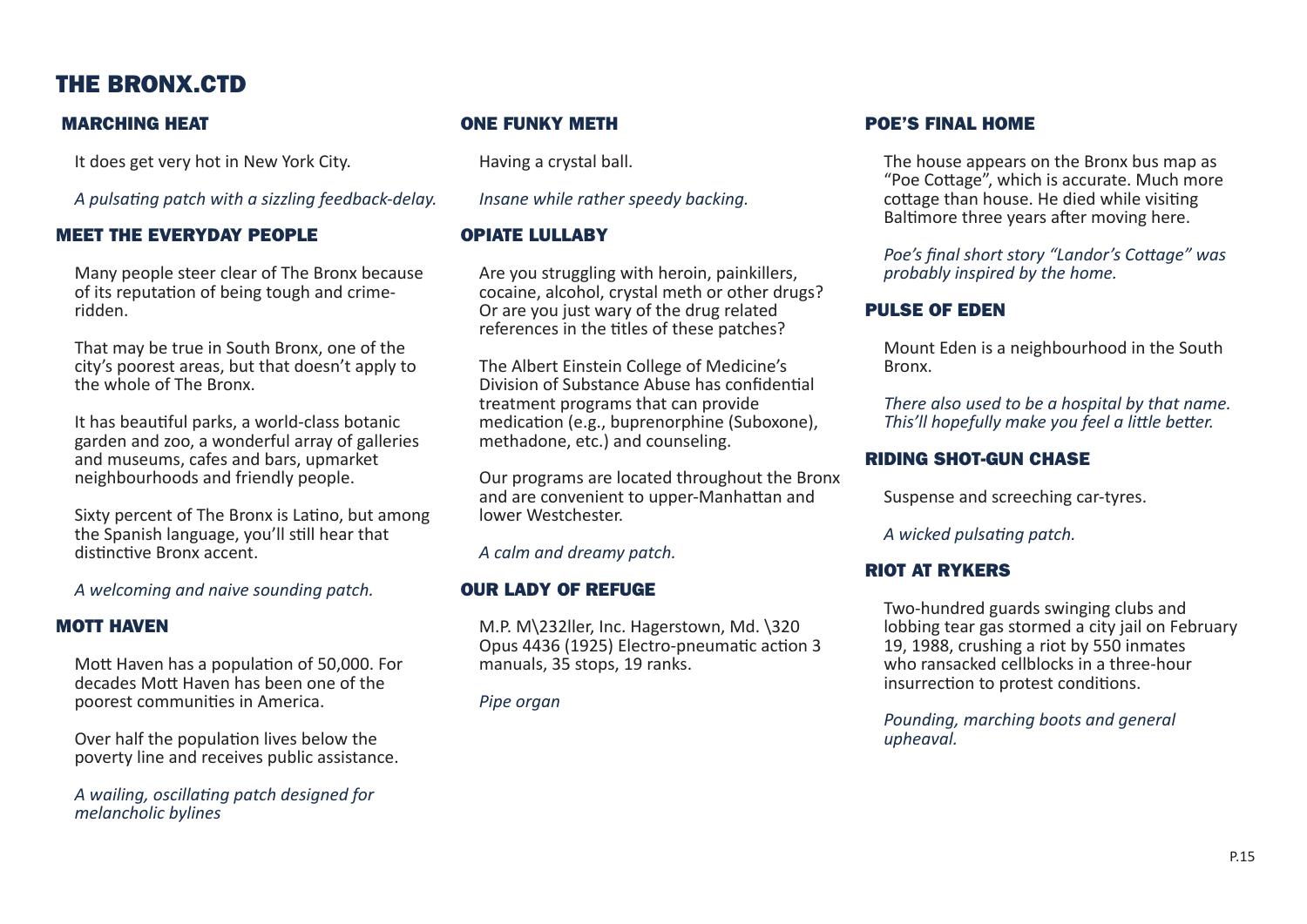# THE BRONX.CTD

## MARCHING HEAT

It does get very hot in New York City.

*A pulsating patch with a sizzling feedback-delay.*

## MEET THE EVERYDAY PEOPLE

Many people steer clear of The Bronx because of its reputation of being tough and crime-ridden.

That may be true in South Bronx, one of the city's poorest areas, but that doesn't apply to the whole of The Bronx.

It has beautiful parks, a world-class botanic garden and zoo, a wonderful array of galleries and museums, cafes and bars, upmarket neighbourhoods and friendly people.

Sixty percent of The Bronx is Latino, but among the Spanish language, you'll still hear that distinctive Bronx accent.

*A welcoming and naive sounding patch.*

## MOTT HAVEN

Mott Haven has a population of 50,000. For decades Mott Haven has been one of the poorest communities in America.

Over half the population lives below the poverty line and receives public assistance.

*A wailing, oscillating patch designed for melancholic bylines*

## ONE FUNKY METH

Having a crystal ball.

*Insane while rather speedy backing.*

## OPIATE LULLABY

Are you struggling with heroin, painkillers, cocaine, alcohol, crystal meth or other drugs? Or are you just wary of the drug related references in the titles of these patches?

The Albert Einstein College of Medicine's Division of Substance Abuse has confidential treatment programs that can provide medication (e.g., buprenorphine (Suboxone), methadone, etc.) and counseling.

Our programs are located throughout the Bronx and are convenient to upper-Manhattan and lower Westchester.

*A calm and dreamy patch.*

## OUR LADY OF REFUGE

M.P. M\232ller, Inc. Hagerstown, Md. \320 Opus 4436 (1925) Electro-pneumatic action 3 manuals, 35 stops, 19 ranks.

*Pipe organ*

## POE'S FINAL HOME

The house appears on the Bronx bus map as "Poe Cottage", which is accurate. Much more cottage than house. He died while visiting Baltimore three years after moving here.

*Poe's final short story "Landor's Cottage" was probably inspired by the home.*

## PULSE OF EDEN

Mount Eden is a neighbourhood in the South Bronx.

*There also used to be a hospital by that name. This'll hopefully make you feel a little better.*

## RIDING SHOT-GUN CHASE

Suspense and screeching car-tyres.

*A wicked pulsating patch.*

## RIOT AT RYKERS

Two-hundred guards swinging clubs and lobbing tear gas stormed a city jail on February 19, 1988, crushing a riot by 550 inmates who ransacked cellblocks in a three-hour insurrection to protest conditions.

*Pounding, marching boots and general upheaval.*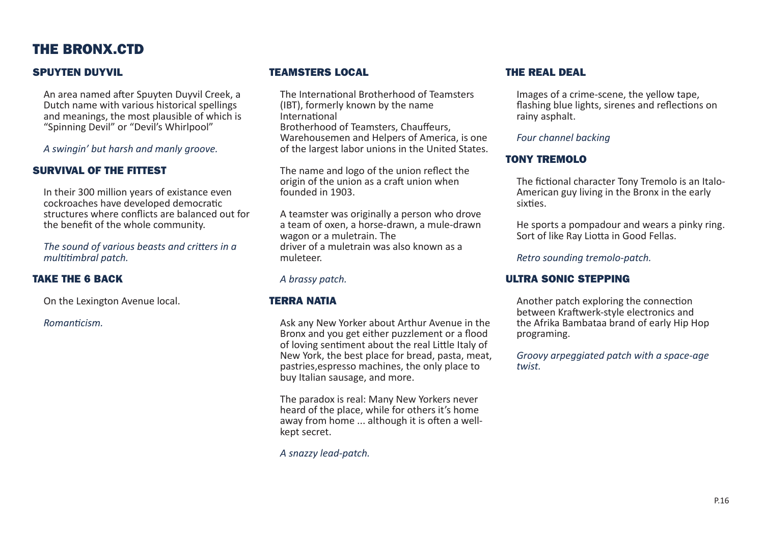# THE BRONX.CTD

## SPUYTEN DUYVIL

An area named after Spuyten Duyvil Creek, a Dutch name with various historical spellings and meanings, the most plausible of which is "Spinning Devil" or "Devil's Whirlpool"

*A swingin' but harsh and manly groove.*

## SURVIVAL OF THE FITTEST

In their 300 million years of existance even cockroaches have developed democratic structures where conflicts are balanced out for the benefit of the whole community.

*The sound of various beasts and critters in a multitimbral patch.*

## TAKE THE 6 BACK

On the Lexington Avenue local.

*Romanticism.*

## TEAMSTERS LOCAL

The International Brotherhood of Teamsters (IBT), formerly known by the name International Brotherhood of Teamsters, Chauffeurs, Warehousemen and Helpers of America, is one of the largest labor unions in the United States.

The name and logo of the union reflect the origin of the union as a craft union when founded in 1903.

A teamster was originally a person who drove a team of oxen, a horse-drawn, a mule-drawn wagon or a muletrain. The driver of a muletrain was also known as a muleteer.

*A brassy patch.*

## TERRA NATIA

Ask any New Yorker about Arthur Avenue in the Bronx and you get either puzzlement or a flood of loving sentiment about the real Little Italy of New York, the best place for bread, pasta, meat, pastries,espresso machines, the only place to buy Italian sausage, and more.

The paradox is real: Many New Yorkers never heard of the place, while for others it's home away from home ... although it is often a well-kept secret.

*A snazzy lead-patch.*

## THE REAL DEAL

Images of a crime-scene, the yellow tape, flashing blue lights, sirenes and reflections on rainy asphalt.

*Four channel backing*

## TONY TREMOLO

The fictional character Tony Tremolo is an Italo-American guy living in the Bronx in the early sixties.

He sports a pompadour and wears a pinky ring. Sort of like Ray Liotta in Good Fellas.

*Retro sounding tremolo-patch.*

## ULTRA SONIC STEPPING

Another patch exploring the connection between Kraftwerk-style electronics and the Afrika Bambataa brand of early Hip Hop programing.

*Groovy arpeggiated patch with a space-age twist.*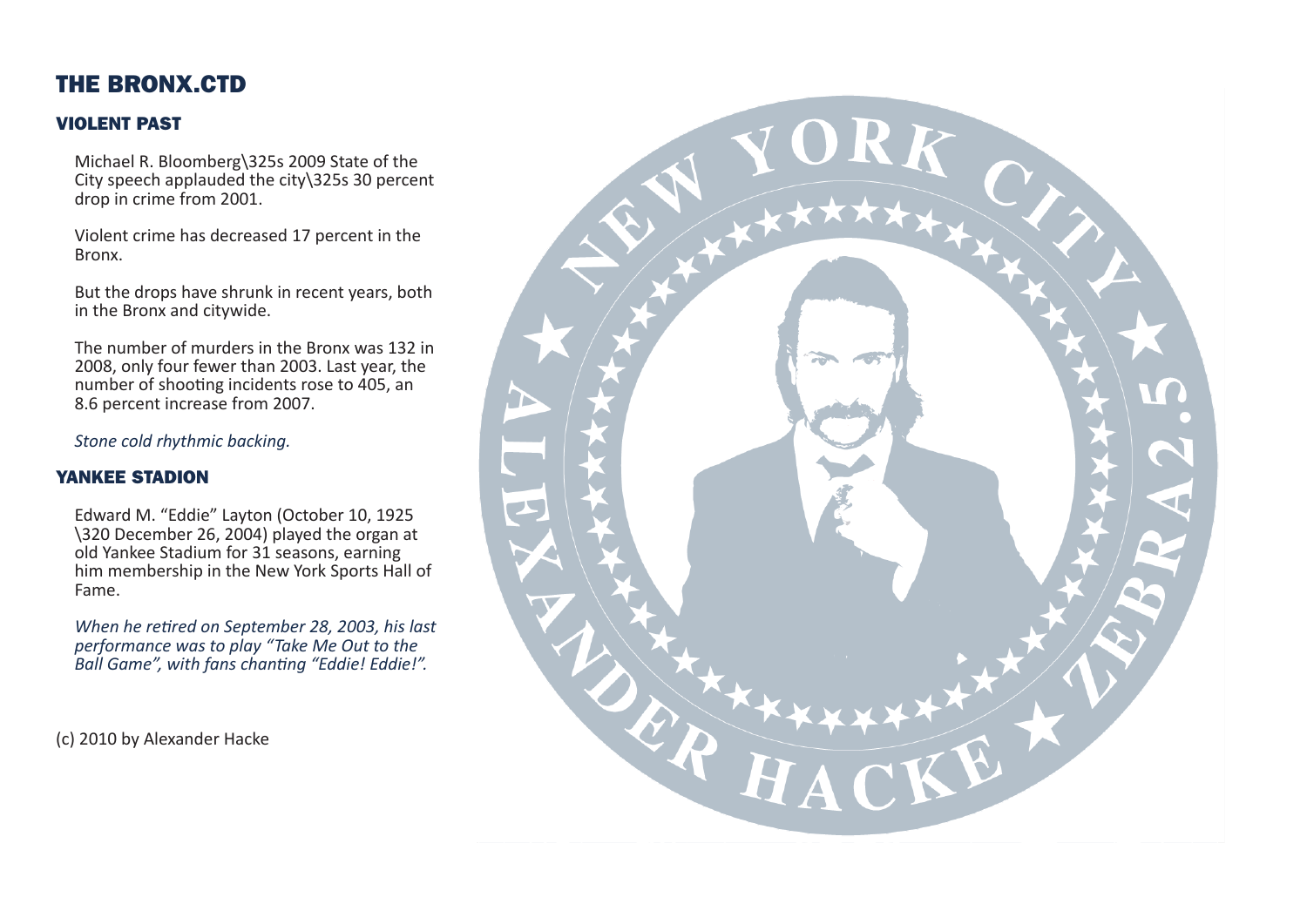# THE BRONX.CTD

## VIOLENT PAST

Michael R. Bloomberg\325s 2009 State of the City speech applauded the city\325s 30 percent drop in crime from 2001.

Violent crime has decreased 17 percent in the Bronx.

But the drops have shrunk in recent years, both in the Bronx and citywide.

The number of murders in the Bronx was 132 in 2008, only four fewer than 2003. Last year, the number of shooting incidents rose to 405, an 8.6 percent increase from 2007.

*Stone cold rhythmic backing.*

## YANKEE STADION

Edward M. "Eddie" Layton (October 10, 1925 \320 December 26, 2004) played the organ at old Yankee Stadium for 31 seasons, earning him membership in the New York Sports Hall of Fame.

*When he retired on September 28, 2003, his last performance was to play "Take Me Out to the Ball Game", with fans chanting "Eddie! Eddie!".*

(c) 2010 by Alexander Hacke

NEW YORK CITY ★ ZEBRA2.5 ★ ALEXANDER HACKE ★